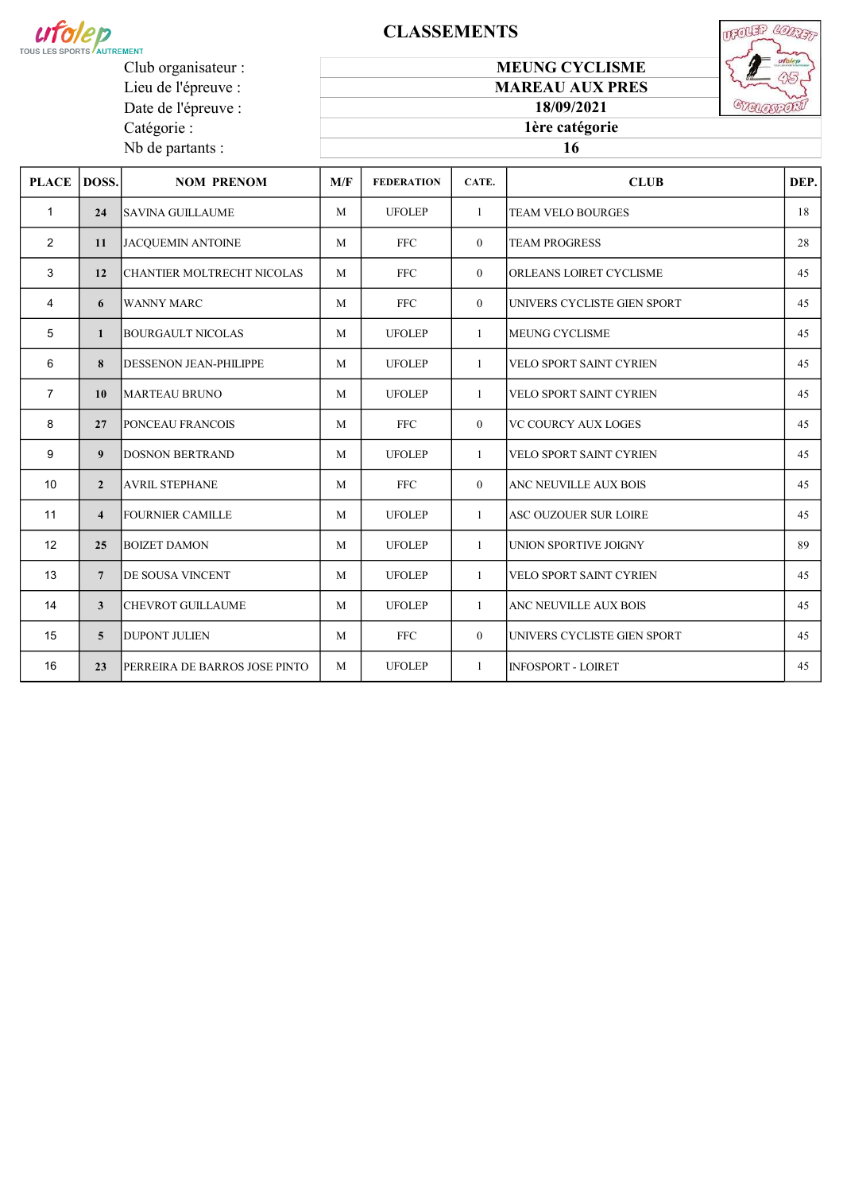# CLASSEMENTS

| | |
|---|---|
| Club organisateur : | **MEUNG CYCLISME** |
| Lieu de l'épreuve : | **MAREAU AUX PRES** |
| Date de l'épreuve : | **18/09/2021** |
| Catégorie : | **1ère catégorie** |
| Nb de partants : | **16** |

| PLACE | DOSS. | NOM PRENOM | M/F | FEDERATION | CATE. | CLUB | DEP. |
|---|---|---|---|---|---|---|---|
| 1 | 24 | SAVINA GUILLAUME | M | UFOLEP | 1 | TEAM VELO BOURGES | 18 |
| 2 | 11 | JACQUEMIN ANTOINE | M | FFC | 0 | TEAM PROGRESS | 28 |
| 3 | 12 | CHANTIER MOLTRECHT NICOLAS | M | FFC | 0 | ORLEANS LOIRET CYCLISME | 45 |
| 4 | 6 | WANNY MARC | M | FFC | 0 | UNIVERS CYCLISTE GIEN SPORT | 45 |
| 5 | 1 | BOURGAULT NICOLAS | M | UFOLEP | 1 | MEUNG CYCLISME | 45 |
| 6 | 8 | DESSENON JEAN-PHILIPPE | M | UFOLEP | 1 | VELO SPORT SAINT CYRIEN | 45 |
| 7 | 10 | MARTEAU BRUNO | M | UFOLEP | 1 | VELO SPORT SAINT CYRIEN | 45 |
| 8 | 27 | PONCEAU FRANCOIS | M | FFC | 0 | VC COURCY AUX LOGES | 45 |
| 9 | 9 | DOSNON BERTRAND | M | UFOLEP | 1 | VELO SPORT SAINT CYRIEN | 45 |
| 10 | 2 | AVRIL STEPHANE | M | FFC | 0 | ANC NEUVILLE AUX BOIS | 45 |
| 11 | 4 | FOURNIER CAMILLE | M | UFOLEP | 1 | ASC OUZOUER SUR LOIRE | 45 |
| 12 | 25 | BOIZET DAMON | M | UFOLEP | 1 | UNION SPORTIVE JOIGNY | 89 |
| 13 | 7 | DE SOUSA VINCENT | M | UFOLEP | 1 | VELO SPORT SAINT CYRIEN | 45 |
| 14 | 3 | CHEVROT GUILLAUME | M | UFOLEP | 1 | ANC NEUVILLE AUX BOIS | 45 |
| 15 | 5 | DUPONT JULIEN | M | FFC | 0 | UNIVERS CYCLISTE GIEN SPORT | 45 |
| 16 | 23 | PERREIRA DE BARROS JOSE PINTO | M | UFOLEP | 1 | INFOSPORT - LOIRET | 45 |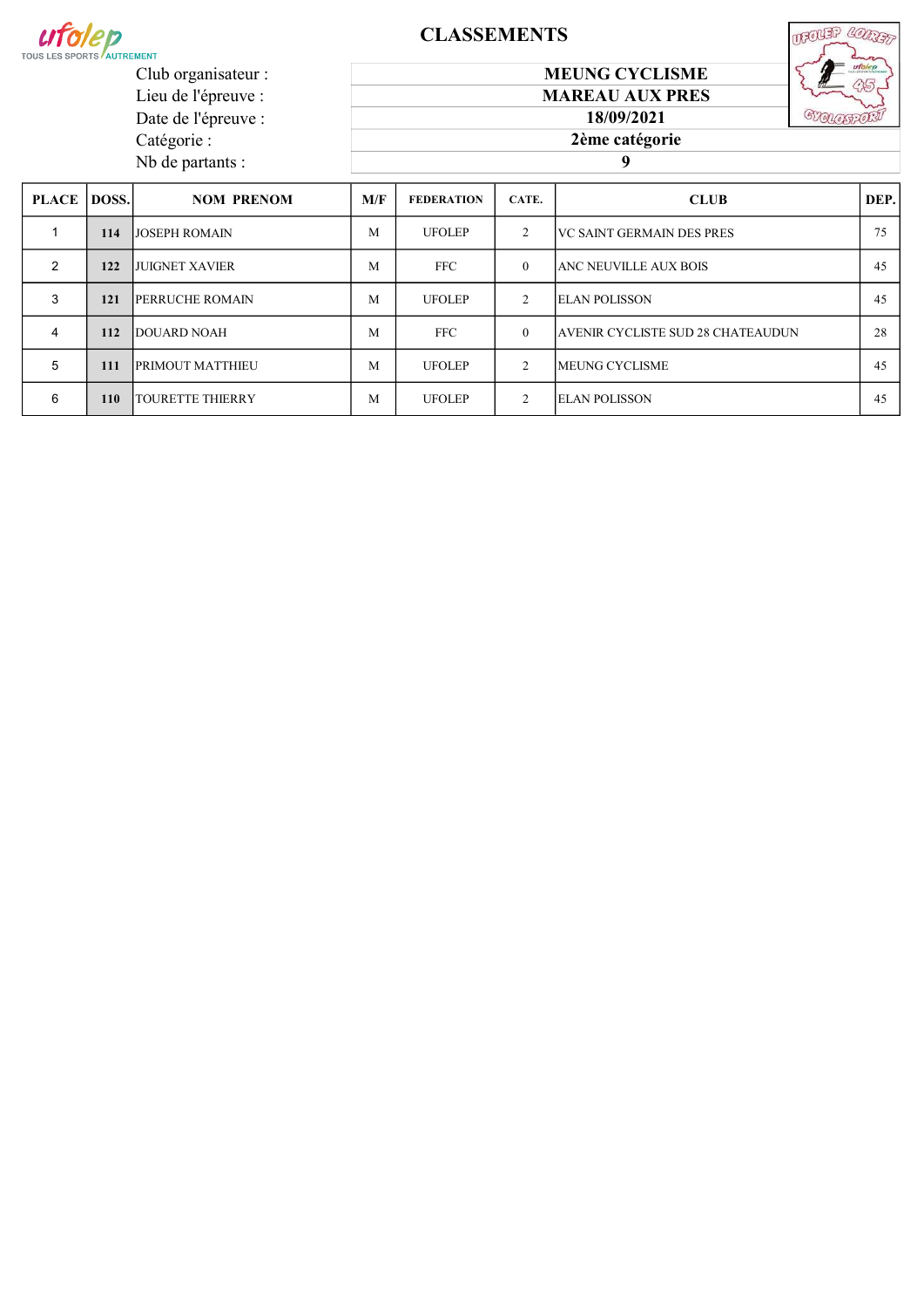# CLASSEMENTS

| | |
|---|---|
| Club organisateur : | **MEUNG CYCLISME** |
| Lieu de l'épreuve : | **MAREAU AUX PRES** |
| Date de l'épreuve : | **18/09/2021** |
| Catégorie : | **2ème catégorie** |
| Nb de partants : | **9** |

| PLACE | DOSS. | NOM PRENOM | M/F | FEDERATION | CATE. | CLUB | DEP. |
|---|---|---|---|---|---|---|---|
| 1 | 114 | JOSEPH ROMAIN | M | UFOLEP | 2 | VC SAINT GERMAIN DES PRES | 75 |
| 2 | 122 | JUIGNET XAVIER | M | FFC | 0 | ANC NEUVILLE AUX BOIS | 45 |
| 3 | 121 | PERRUCHE ROMAIN | M | UFOLEP | 2 | ELAN POLISSON | 45 |
| 4 | 112 | DOUARD NOAH | M | FFC | 0 | AVENIR CYCLISTE SUD 28 CHATEAUDUN | 28 |
| 5 | 111 | PRIMOUT MATTHIEU | M | UFOLEP | 2 | MEUNG CYCLISME | 45 |
| 6 | 110 | TOURETTE THIERRY | M | UFOLEP | 2 | ELAN POLISSON | 45 |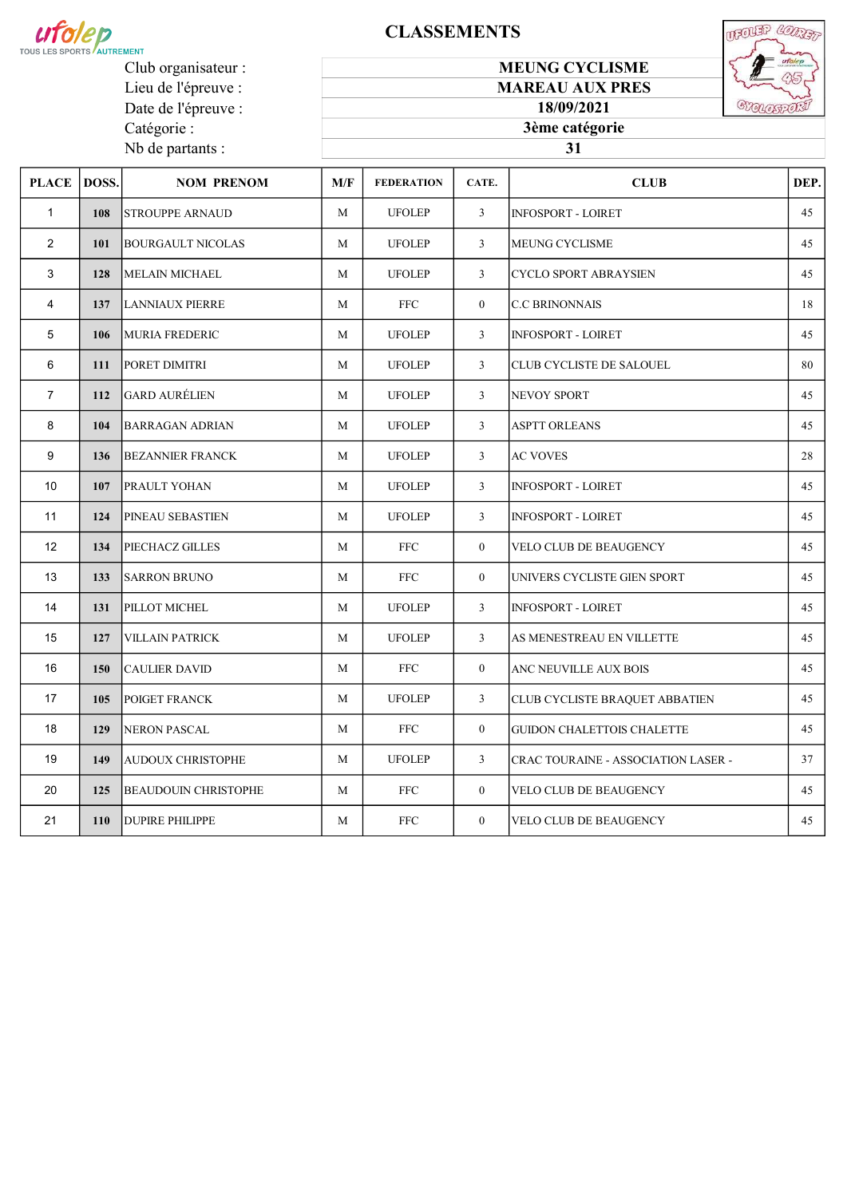ufolep TOUS LES SPORTS AUTREMENT

# CLASSEMENTS

| | |
|---|---|
| Club organisateur : | MEUNG CYCLISME |
| Lieu de l'épreuve : | MAREAU AUX PRES |
| Date de l'épreuve : | 18/09/2021 |
| Catégorie : | 3ème catégorie |
| Nb de partants : | 31 |

| PLACE | DOSS. | NOM PRENOM | M/F | FEDERATION | CATE. | CLUB | DEP. |
|---|---|---|---|---|---|---|---|
| 1 | 108 | STROUPPE ARNAUD | M | UFOLEP | 3 | INFOSPORT - LOIRET | 45 |
| 2 | 101 | BOURGAULT NICOLAS | M | UFOLEP | 3 | MEUNG CYCLISME | 45 |
| 3 | 128 | MELAIN MICHAEL | M | UFOLEP | 3 | CYCLO SPORT ABRAYSIEN | 45 |
| 4 | 137 | LANNIAUX PIERRE | M | FFC | 0 | C.C BRINONNAIS | 18 |
| 5 | 106 | MURIA FREDERIC | M | UFOLEP | 3 | INFOSPORT - LOIRET | 45 |
| 6 | 111 | PORET DIMITRI | M | UFOLEP | 3 | CLUB CYCLISTE DE SALOUEL | 80 |
| 7 | 112 | GARD AURÉLIEN | M | UFOLEP | 3 | NEVOY SPORT | 45 |
| 8 | 104 | BARRAGAN ADRIAN | M | UFOLEP | 3 | ASPTT ORLEANS | 45 |
| 9 | 136 | BEZANNIER FRANCK | M | UFOLEP | 3 | AC VOVES | 28 |
| 10 | 107 | PRAULT YOHAN | M | UFOLEP | 3 | INFOSPORT - LOIRET | 45 |
| 11 | 124 | PINEAU SEBASTIEN | M | UFOLEP | 3 | INFOSPORT - LOIRET | 45 |
| 12 | 134 | PIECHACZ GILLES | M | FFC | 0 | VELO CLUB DE BEAUGENCY | 45 |
| 13 | 133 | SARRON BRUNO | M | FFC | 0 | UNIVERS CYCLISTE GIEN SPORT | 45 |
| 14 | 131 | PILLOT MICHEL | M | UFOLEP | 3 | INFOSPORT - LOIRET | 45 |
| 15 | 127 | VILLAIN PATRICK | M | UFOLEP | 3 | AS MENESTREAU EN VILLETTE | 45 |
| 16 | 150 | CAULIER DAVID | M | FFC | 0 | ANC NEUVILLE AUX BOIS | 45 |
| 17 | 105 | POIGET FRANCK | M | UFOLEP | 3 | CLUB CYCLISTE BRAQUET ABBATIEN | 45 |
| 18 | 129 | NERON PASCAL | M | FFC | 0 | GUIDON CHALETTOIS CHALETTE | 45 |
| 19 | 149 | AUDOUX CHRISTOPHE | M | UFOLEP | 3 | CRAC TOURAINE - ASSOCIATION LASER - | 37 |
| 20 | 125 | BEAUDOUIN CHRISTOPHE | M | FFC | 0 | VELO CLUB DE BEAUGENCY | 45 |
| 21 | 110 | DUPIRE PHILIPPE | M | FFC | 0 | VELO CLUB DE BEAUGENCY | 45 |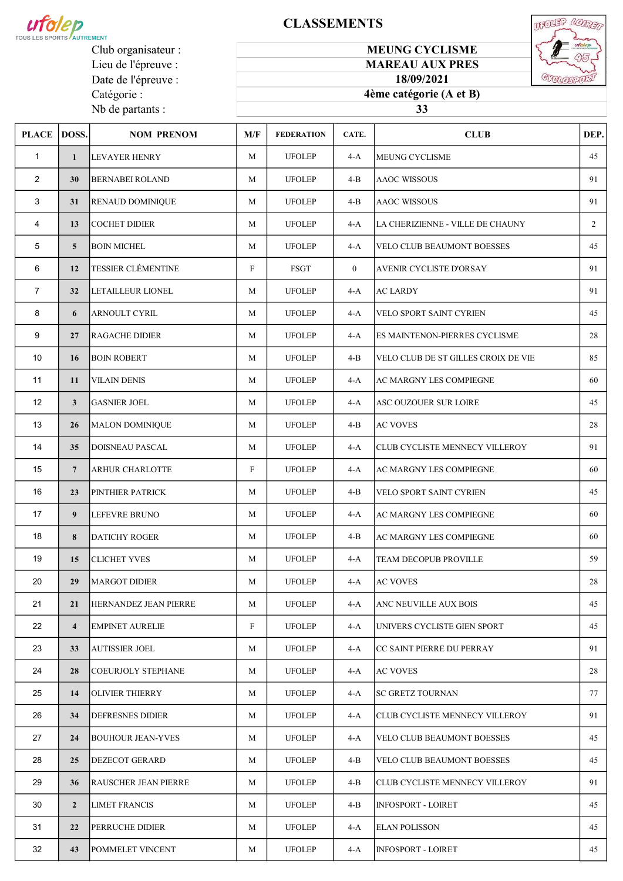# CLASSEMENTS

| | |
|---|---|
| Club organisateur : | MEUNG CYCLISME |
| Lieu de l'épreuve : | MAREAU AUX PRES |
| Date de l'épreuve : | 18/09/2021 |
| Catégorie : | 4ème catégorie (A et B) |
| Nb de partants : | 33 |

| PLACE | DOSS. | NOM PRENOM | M/F | FEDERATION | CATE. | CLUB | DEP. |
|---|---|---|---|---|---|---|---|
| 1 | 1 | LEVAYER HENRY | M | UFOLEP | 4-A | MEUNG CYCLISME | 45 |
| 2 | 30 | BERNABEI ROLAND | M | UFOLEP | 4-B | AAOC WISSOUS | 91 |
| 3 | 31 | RENAUD DOMINIQUE | M | UFOLEP | 4-B | AAOC WISSOUS | 91 |
| 4 | 13 | COCHET DIDIER | M | UFOLEP | 4-A | LA CHERIZIENNE - VILLE DE CHAUNY | 2 |
| 5 | 5 | BOIN MICHEL | M | UFOLEP | 4-A | VELO CLUB BEAUMONT BOESSES | 45 |
| 6 | 12 | TESSIER CLÉMENTINE | F | FSGT | 0 | AVENIR CYCLISTE D'ORSAY | 91 |
| 7 | 32 | LETAILLEUR LIONEL | M | UFOLEP | 4-A | AC LARDY | 91 |
| 8 | 6 | ARNOULT CYRIL | M | UFOLEP | 4-A | VELO SPORT SAINT CYRIEN | 45 |
| 9 | 27 | RAGACHE DIDIER | M | UFOLEP | 4-A | ES MAINTENON-PIERRES CYCLISME | 28 |
| 10 | 16 | BOIN ROBERT | M | UFOLEP | 4-B | VELO CLUB DE ST GILLES CROIX DE VIE | 85 |
| 11 | 11 | VILAIN DENIS | M | UFOLEP | 4-A | AC MARGNY LES COMPIEGNE | 60 |
| 12 | 3 | GASNIER JOEL | M | UFOLEP | 4-A | ASC OUZOUER SUR LOIRE | 45 |
| 13 | 26 | MALON DOMINIQUE | M | UFOLEP | 4-B | AC VOVES | 28 |
| 14 | 35 | DOISNEAU PASCAL | M | UFOLEP | 4-A | CLUB CYCLISTE MENNECY VILLEROY | 91 |
| 15 | 7 | ARHUR CHARLOTTE | F | UFOLEP | 4-A | AC MARGNY LES COMPIEGNE | 60 |
| 16 | 23 | PINTHIER PATRICK | M | UFOLEP | 4-B | VELO SPORT SAINT CYRIEN | 45 |
| 17 | 9 | LEFEVRE BRUNO | M | UFOLEP | 4-A | AC MARGNY LES COMPIEGNE | 60 |
| 18 | 8 | DATICHY ROGER | M | UFOLEP | 4-B | AC MARGNY LES COMPIEGNE | 60 |
| 19 | 15 | CLICHET YVES | M | UFOLEP | 4-A | TEAM DECOPUB PROVILLE | 59 |
| 20 | 29 | MARGOT DIDIER | M | UFOLEP | 4-A | AC VOVES | 28 |
| 21 | 21 | HERNANDEZ JEAN PIERRE | M | UFOLEP | 4-A | ANC NEUVILLE AUX BOIS | 45 |
| 22 | 4 | EMPINET AURELIE | F | UFOLEP | 4-A | UNIVERS CYCLISTE GIEN SPORT | 45 |
| 23 | 33 | AUTISSIER JOEL | M | UFOLEP | 4-A | CC SAINT PIERRE DU PERRAY | 91 |
| 24 | 28 | COEURJOLY STEPHANE | M | UFOLEP | 4-A | AC VOVES | 28 |
| 25 | 14 | OLIVIER THIERRY | M | UFOLEP | 4-A | SC GRETZ TOURNAN | 77 |
| 26 | 34 | DEFRESNES DIDIER | M | UFOLEP | 4-A | CLUB CYCLISTE MENNECY VILLEROY | 91 |
| 27 | 24 | BOUHOUR JEAN-YVES | M | UFOLEP | 4-A | VELO CLUB BEAUMONT BOESSES | 45 |
| 28 | 25 | DEZECOT GERARD | M | UFOLEP | 4-B | VELO CLUB BEAUMONT BOESSES | 45 |
| 29 | 36 | RAUSCHER JEAN PIERRE | M | UFOLEP | 4-B | CLUB CYCLISTE MENNECY VILLEROY | 91 |
| 30 | 2 | LIMET FRANCIS | M | UFOLEP | 4-B | INFOSPORT - LOIRET | 45 |
| 31 | 22 | PERRUCHE DIDIER | M | UFOLEP | 4-A | ELAN POLISSON | 45 |
| 32 | 43 | POMMELET VINCENT | M | UFOLEP | 4-A | INFOSPORT - LOIRET | 45 |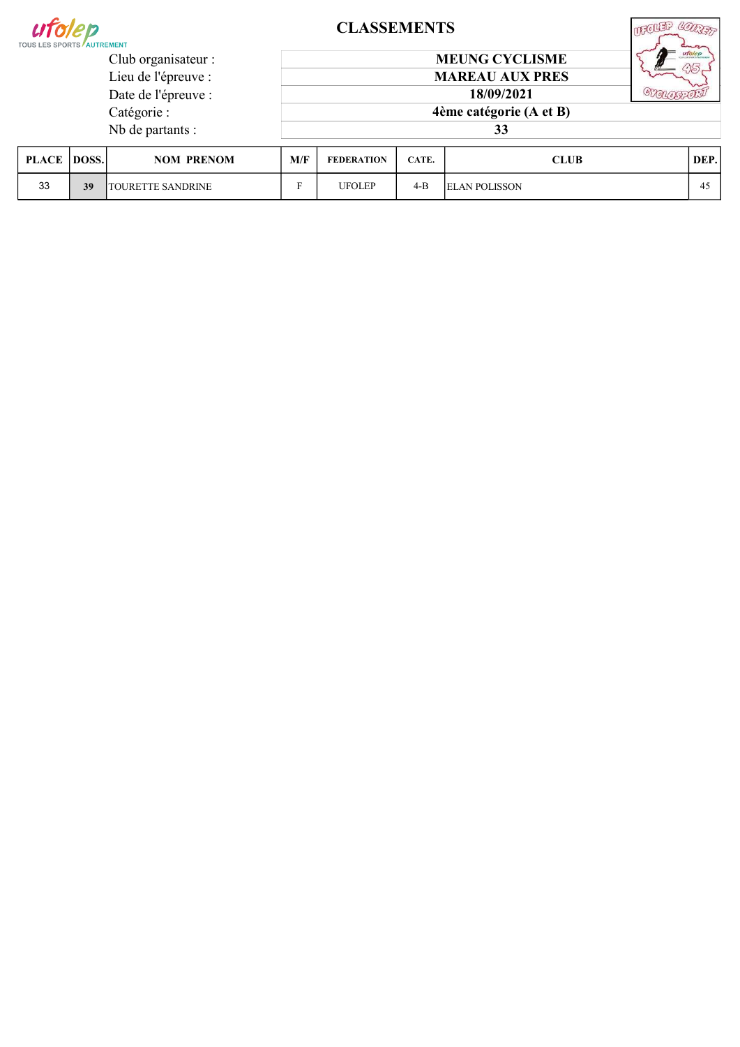# CLASSEMENTS

| | |
|---|---|
| Club organisateur : | **MEUNG CYCLISME** |
| Lieu de l'épreuve : | **MAREAU AUX PRES** |
| Date de l'épreuve : | **18/09/2021** |
| Catégorie : | **4ème catégorie (A et B)** |
| Nb de partants : | **33** |

| PLACE | DOSS. | NOM PRENOM | M/F | FEDERATION | CATE. | CLUB | DEP. |
|---|---|---|---|---|---|---|---|
| 33 | 39 | TOURETTE SANDRINE | F | UFOLEP | 4-B | ELAN POLISSON | 45 |